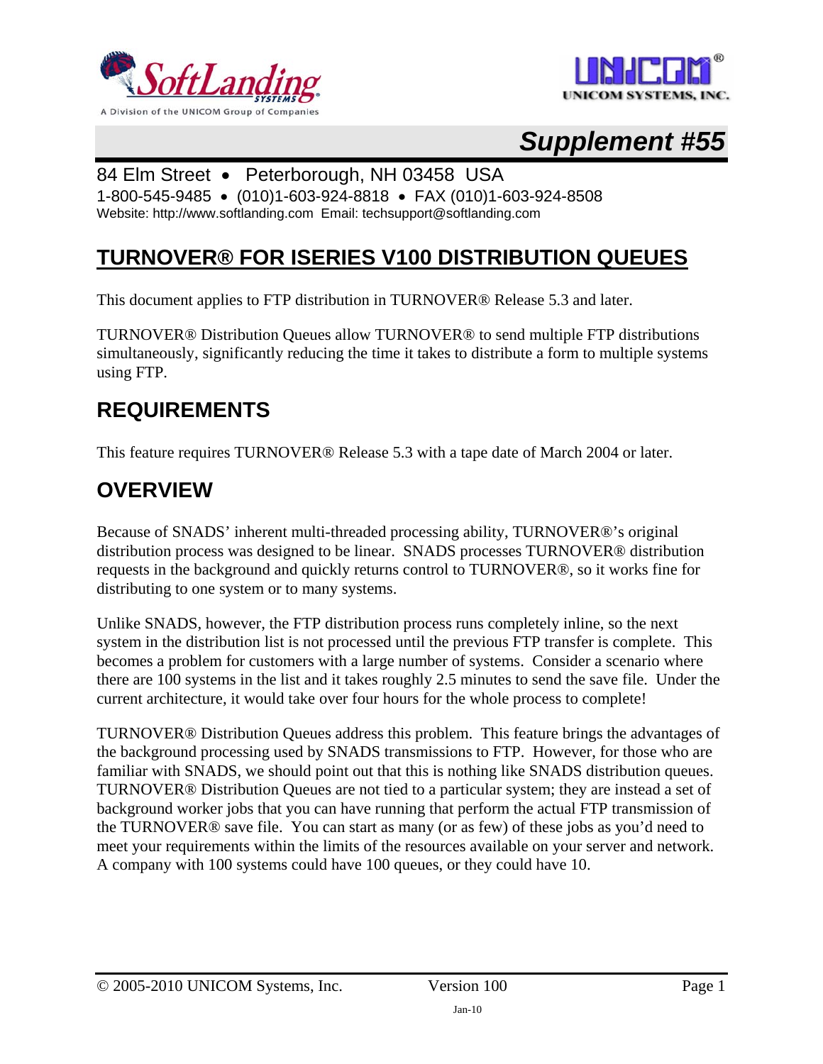# Supplement #55

84 Elm Street • Peterborough, NH 03458 USA

1-800-545-9485 • (010)1-603-924-8818 • FAX (010)1-603-924-8508

Website: http://www.softlanding.com Email: techsupport@softlanding.com

## TURNOVER® FOR ISERIES V100 DISTRIBUTION QUEUES

This document applies to FTP distribution in TURNOVER® Release 5.3 and later.

TURNOVER® Distribution Queues allow TURNOVER® to send multiple FTP distributions simultaneously, significantly reducing the time it takes to distribute a form to multiple systems using FTP.

## REQUIREMENTS

This feature requires TURNOVER® Release 5.3 with a tape date of March 2004 or later.

## OVERVIEW

Because of SNADS' inherent multi-threaded processing ability, TURNOVER®'s original distribution process was designed to be linear. SNADS processes TURNOVER® distribution requests in the background and quickly returns control to TURNOVER®, so it works fine for distributing to one system or to many systems.

Unlike SNADS, however, the FTP distribution process runs completely inline, so the next system in the distribution list is not processed until the previous FTP transfer is complete. This becomes a problem for customers with a large number of systems. Consider a scenario where there are 100 systems in the list and it takes roughly 2.5 minutes to send the save file. Under the current architecture, it would take over four hours for the whole process to complete!

TURNOVER® Distribution Queues address this problem. This feature brings the advantages of the background processing used by SNADS transmissions to FTP. However, for those who are familiar with SNADS, we should point out that this is nothing like SNADS distribution queues. TURNOVER® Distribution Queues are not tied to a particular system; they are instead a set of background worker jobs that you can have running that perform the actual FTP transmission of the TURNOVER® save file. You can start as many (or as few) of these jobs as you'd need to meet your requirements within the limits of the resources available on your server and network. A company with 100 systems could have 100 queues, or they could have 10.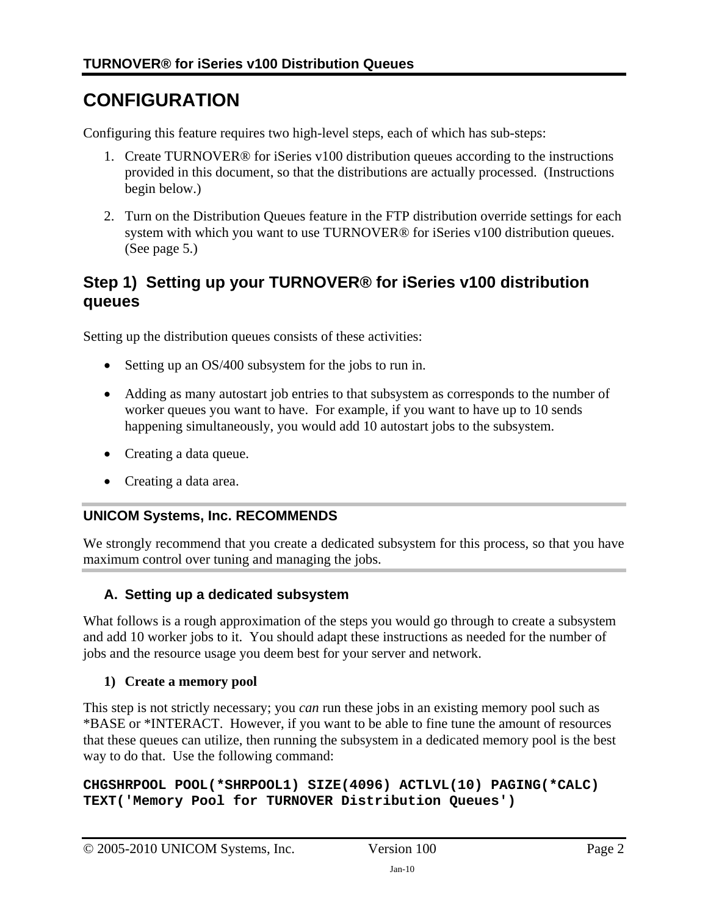# CONFIGURATION

Configuring this feature requires two high-level steps, each of which has sub-steps:

1. Create TURNOVER® for iSeries v100 distribution queues according to the instructions provided in this document, so that the distributions are actually processed. (Instructions begin below.)
2. Turn on the Distribution Queues feature in the FTP distribution override settings for each system with which you want to use TURNOVER® for iSeries v100 distribution queues. (See page 5.)

## Step 1) Setting up your TURNOVER® for iSeries v100 distribution queues

Setting up the distribution queues consists of these activities:

- Setting up an OS/400 subsystem for the jobs to run in.
- Adding as many autostart job entries to that subsystem as corresponds to the number of worker queues you want to have. For example, if you want to have up to 10 sends happening simultaneously, you would add 10 autostart jobs to the subsystem.
- Creating a data queue.
- Creating a data area.

---

**UNICOM Systems, Inc. RECOMMENDS**

We strongly recommend that you create a dedicated subsystem for this process, so that you have maximum control over tuning and managing the jobs.

---

### A. Setting up a dedicated subsystem

What follows is a rough approximation of the steps you would go through to create a subsystem and add 10 worker jobs to it. You should adapt these instructions as needed for the number of jobs and the resource usage you deem best for your server and network.

**1) Create a memory pool**

This step is not strictly necessary; you *can* run these jobs in an existing memory pool such as *BASE or *INTERACT. However, if you want to be able to fine tune the amount of resources that these queues can utilize, then running the subsystem in a dedicated memory pool is the best way to do that. Use the following command:

```
CHGSHRPOOL POOL(*SHRPOOL1) SIZE(4096) ACTLVL(10) PAGING(*CALC)
TEXT('Memory Pool for TURNOVER Distribution Queues')
```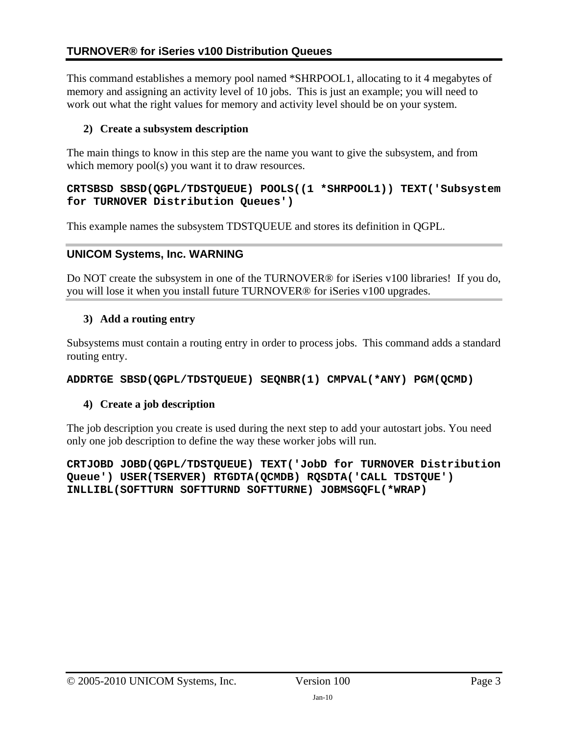This command establishes a memory pool named *SHRPOOL1, allocating to it 4 megabytes of memory and assigning an activity level of 10 jobs. This is just an example; you will need to work out what the right values for memory and activity level should be on your system.

**2) Create a subsystem description**

The main things to know in this step are the name you want to give the subsystem, and from which memory pool(s) you want it to draw resources.

```
CRTSBSD SBSD(QGPL/TDSTQUEUE) POOLS((1 *SHRPOOL1)) TEXT('Subsystem
for TURNOVER Distribution Queues')
```

This example names the subsystem TDSTQUEUE and stores its definition in QGPL.

### UNICOM Systems, Inc. WARNING

Do NOT create the subsystem in one of the TURNOVER® for iSeries v100 libraries! If you do, you will lose it when you install future TURNOVER® for iSeries v100 upgrades.

**3) Add a routing entry**

Subsystems must contain a routing entry in order to process jobs. This command adds a standard routing entry.

```
ADDRTGE SBSD(QGPL/TDSTQUEUE) SEQNBR(1) CMPVAL(*ANY) PGM(QCMD)
```

**4) Create a job description**

The job description you create is used during the next step to add your autostart jobs. You need only one job description to define the way these worker jobs will run.

```
CRTJOBD JOBD(QGPL/TDSTQUEUE) TEXT('JobD for TURNOVER Distribution
Queue') USER(TSERVER) RTGDTA(QCMDB) RQSDTA('CALL TDSTQUE')
INLLIBL(SOFTTURN SOFTTURND SOFTTURNE) JOBMSGQFL(*WRAP)
```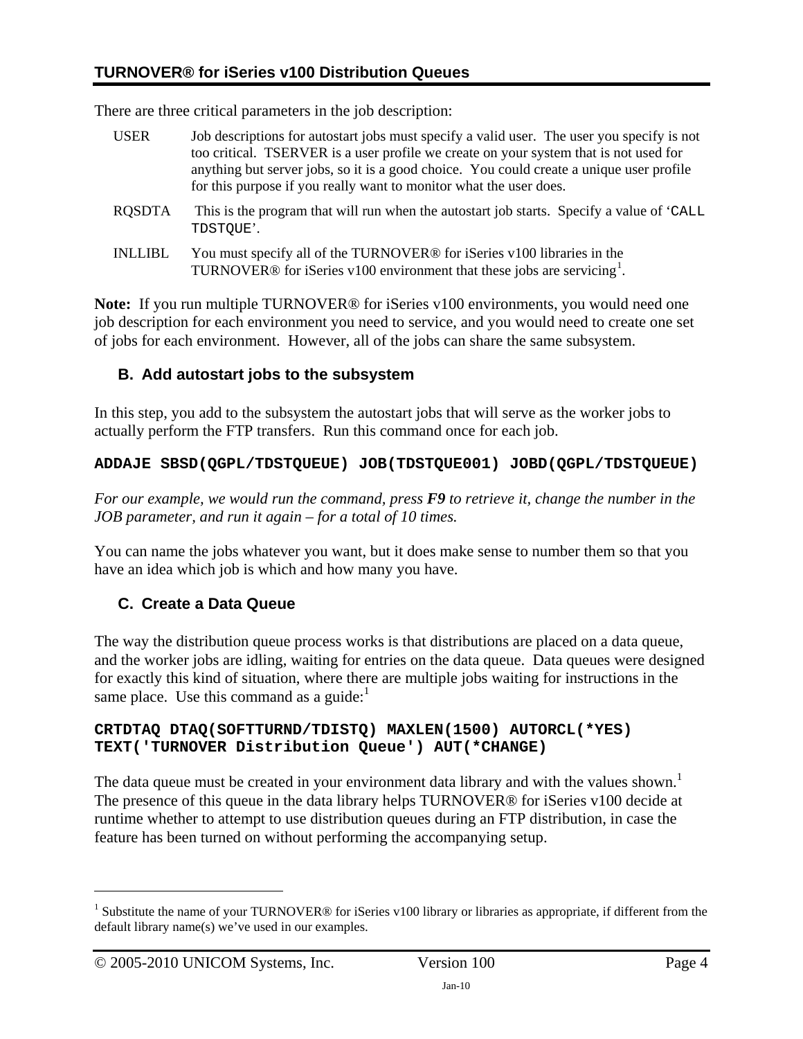There are three critical parameters in the job description:

USER — Job descriptions for autostart jobs must specify a valid user. The user you specify is not too critical. TSERVER is a user profile we create on your system that is not used for anything but server jobs, so it is a good choice. You could create a unique user profile for this purpose if you really want to monitor what the user does.

RQSDTA — This is the program that will run when the autostart job starts. Specify a value of '`CALL TDSTQUE`'.

INLLIBL — You must specify all of the TURNOVER® for iSeries v100 libraries in the TURNOVER® for iSeries v100 environment that these jobs are servicing[1].

**Note:** If you run multiple TURNOVER® for iSeries v100 environments, you would need one job description for each environment you need to service, and you would need to create one set of jobs for each environment. However, all of the jobs can share the same subsystem.

### B. Add autostart jobs to the subsystem

In this step, you add to the subsystem the autostart jobs that will serve as the worker jobs to actually perform the FTP transfers. Run this command once for each job.

```
ADDAJE SBSD(QGPL/TDSTQUEUE) JOB(TDSTQUE001) JOBD(QGPL/TDSTQUEUE)
```

*For our example, we would run the command, press **F9** to retrieve it, change the number in the JOB parameter, and run it again – for a total of 10 times.*

You can name the jobs whatever you want, but it does make sense to number them so that you have an idea which job is which and how many you have.

### C. Create a Data Queue

The way the distribution queue process works is that distributions are placed on a data queue, and the worker jobs are idling, waiting for entries on the data queue. Data queues were designed for exactly this kind of situation, where there are multiple jobs waiting for instructions in the same place. Use this command as a guide:[1]

```
CRTDTAQ DTAQ(SOFTTURND/TDISTQ) MAXLEN(1500) AUTORCL(*YES)
TEXT('TURNOVER Distribution Queue') AUT(*CHANGE)
```

The data queue must be created in your environment data library and with the values shown.[1] The presence of this queue in the data library helps TURNOVER® for iSeries v100 decide at runtime whether to attempt to use distribution queues during an FTP distribution, in case the feature has been turned on without performing the accompanying setup.

---

[1] Substitute the name of your TURNOVER® for iSeries v100 library or libraries as appropriate, if different from the default library name(s) we've used in our examples.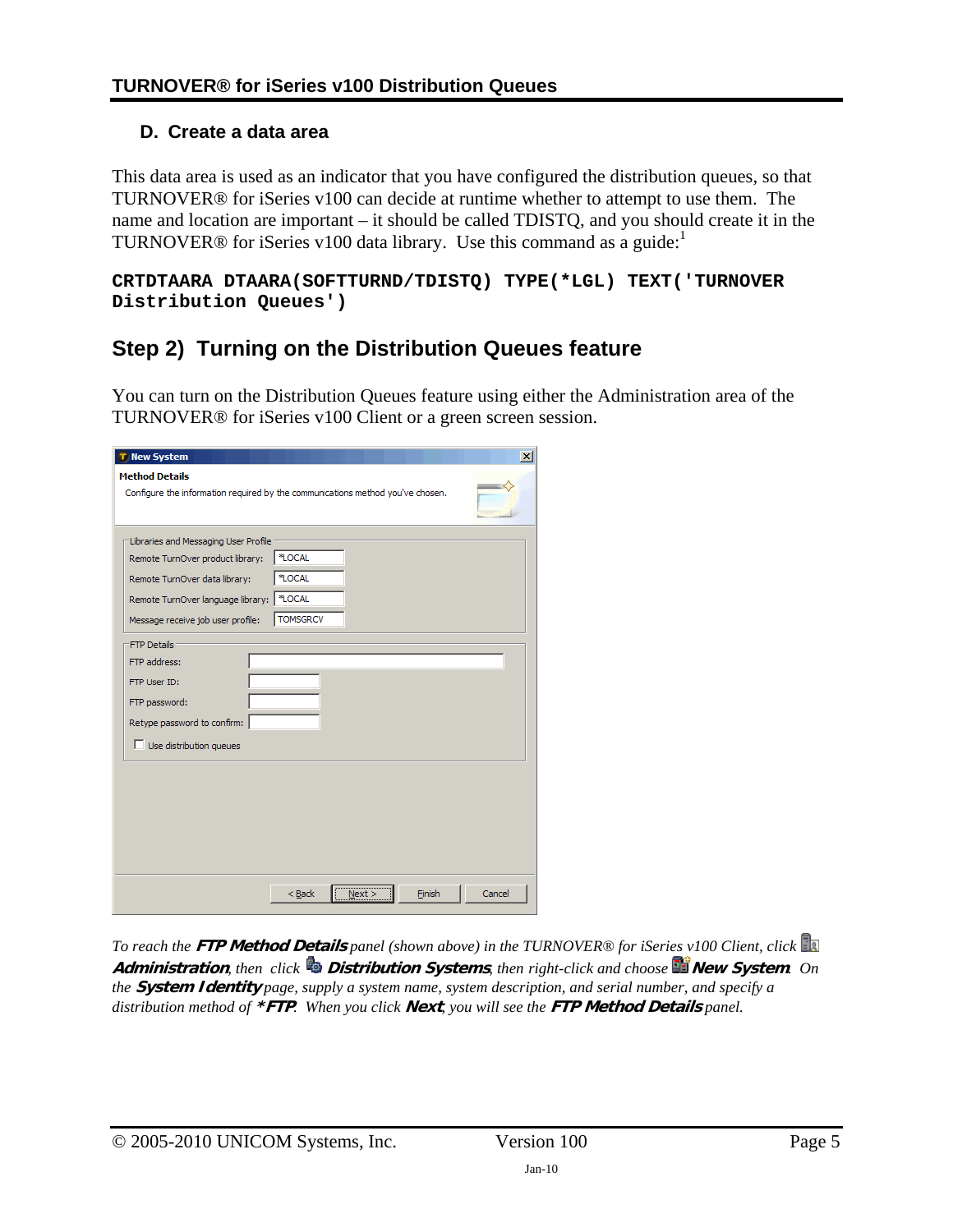### D. Create a data area

This data area is used as an indicator that you have configured the distribution queues, so that TURNOVER® for iSeries v100 can decide at runtime whether to attempt to use them. The name and location are important – it should be called TDISTQ, and you should create it in the TURNOVER® for iSeries v100 data library. Use this command as a guide:[1]

```
CRTDTAARA DTAARA(SOFTTURND/TDISTQ) TYPE(*LGL) TEXT('TURNOVER
Distribution Queues')
```

## Step 2) Turning on the Distribution Queues feature

You can turn on the Distribution Queues feature using either the Administration area of the TURNOVER® for iSeries v100 Client or a green screen session.

*To reach the* ***FTP Method Details*** *panel (shown above) in the TURNOVER® for iSeries v100 Client, click* ***Administration****, then click* ***Distribution Systems****, then right-click and choose* ***New System****. On the* ***System Identity*** *page, supply a system name, system description, and serial number, and specify a distribution method of* ***\*FTP****. When you click* ***Next****, you will see the* ***FTP Method Details*** *panel.*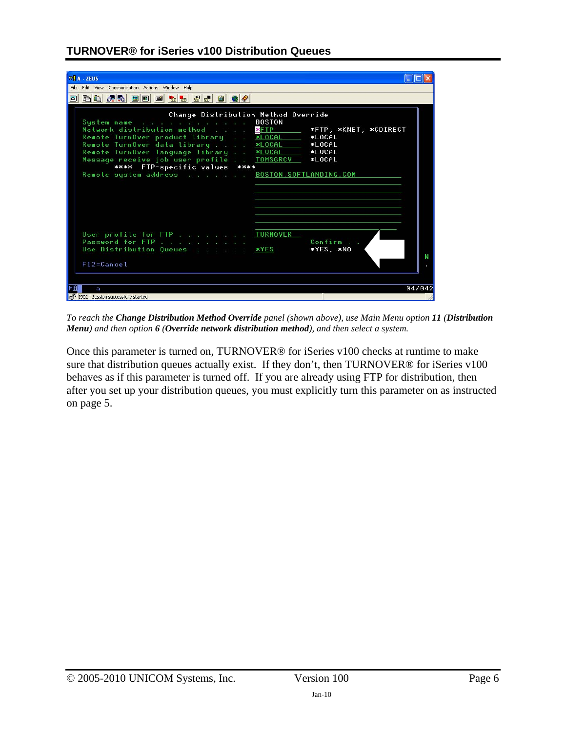```
                    Change Distribution Method Override
 System name . . . . . . . . . . . . .   BOSTON
 Network distribution method . . . . .   *FTP          *FTP, *KNET, *CDIRECT
 Remote TurnOver product library . . .   *LOCAL        *LOCAL
 Remote TurnOver data library . . . .    *LOCAL        *LOCAL
 Remote TurnOver language library . .    *LOCAL        *LOCAL
 Message receive job user profile . .    TOMSGRCV      *LOCAL
         ****  FTP-specific values  ****
 Remote system address . . . . . . . .   BOSTON.SOFTLANDING.COM

 User profile for FTP . . . . . . . .    TURNOVER
 Password for FTP . . . . . . . . . .                  Confirm . .
 Use Distribution Queues . . . . . . .   *YES          *YES, *NO

 F12=Cancel
```

*To reach the **Change Distribution Method Override** panel (shown above), use Main Menu option **11** (**Distribution Menu**) and then option **6** (**Override network distribution method**), and then select a system.*

Once this parameter is turned on, TURNOVER® for iSeries v100 checks at runtime to make sure that distribution queues actually exist. If they don't, then TURNOVER® for iSeries v100 behaves as if this parameter is turned off. If you are already using FTP for distribution, then after you set up your distribution queues, you must explicitly turn this parameter on as instructed on page 5.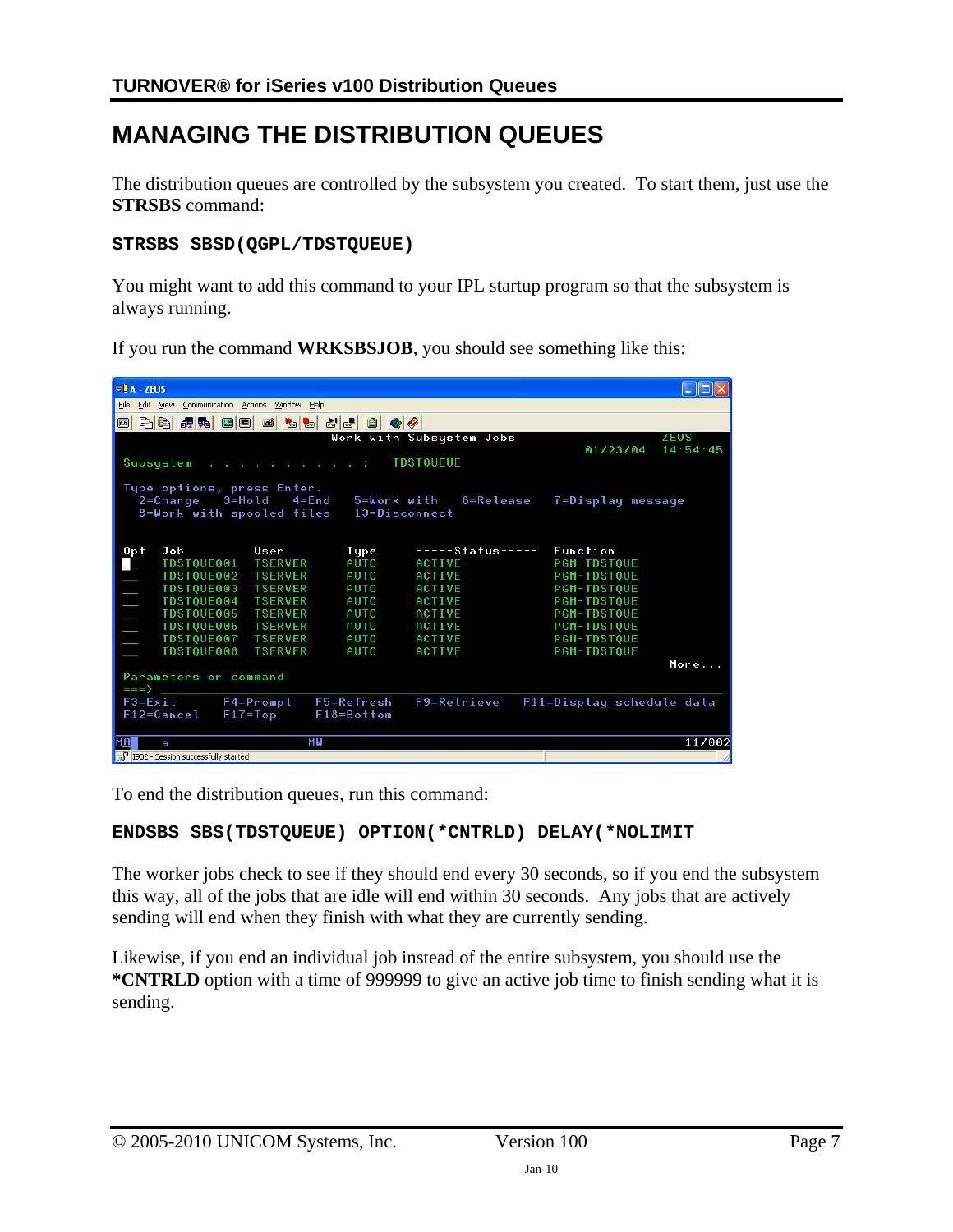# MANAGING THE DISTRIBUTION QUEUES

The distribution queues are controlled by the subsystem you created. To start them, just use the **STRSBS** command:

```
STRSBS SBSD(QGPL/TDSTQUEUE)
```

You might want to add this command to your IPL startup program so that the subsystem is always running.

If you run the command **WRKSBSJOB**, you should see something like this:

```
                         Work with Subsystem Jobs                      ZEUS
                                                        01/23/04  14:54:45
Subsystem  . . . . . . . . . . :   TDSTQUEUE

Type options, press Enter.
  2=Change   3=Hold   4=End   5=Work with   6=Release   7=Display message
  8=Work with spooled files   13=Disconnect

Opt  Job         User        Type     -----Status-----     Function
 _   TDSTQUE001  TSERVER     AUTO     ACTIVE               PGM-TDSTQUE
 _   TDSTQUE002  TSERVER     AUTO     ACTIVE               PGM-TDSTQUE
 _   TDSTQUE003  TSERVER     AUTO     ACTIVE               PGM-TDSTQUE
 _   TDSTQUE004  TSERVER     AUTO     ACTIVE               PGM-TDSTQUE
 _   TDSTQUE005  TSERVER     AUTO     ACTIVE               PGM-TDSTQUE
 _   TDSTQUE006  TSERVER     AUTO     ACTIVE               PGM-TDSTQUE
 _   TDSTQUE007  TSERVER     AUTO     ACTIVE               PGM-TDSTQUE
 _   TDSTQUE008  TSERVER     AUTO     ACTIVE               PGM-TDSTQUE
                                                                   More...
Parameters or command
===>
F3=Exit        F4=Prompt     F5=Refresh    F9=Retrieve    F11=Display schedule data
F12=Cancel     F17=Top       F18=Bottom
```

To end the distribution queues, run this command:

```
ENDSBS SBS(TDSTQUEUE) OPTION(*CNTRLD) DELAY(*NOLIMIT
```

The worker jobs check to see if they should end every 30 seconds, so if you end the subsystem this way, all of the jobs that are idle will end within 30 seconds. Any jobs that are actively sending will end when they finish with what they are currently sending.

Likewise, if you end an individual job instead of the entire subsystem, you should use the **\*CNTRLD** option with a time of 999999 to give an active job time to finish sending what it is sending.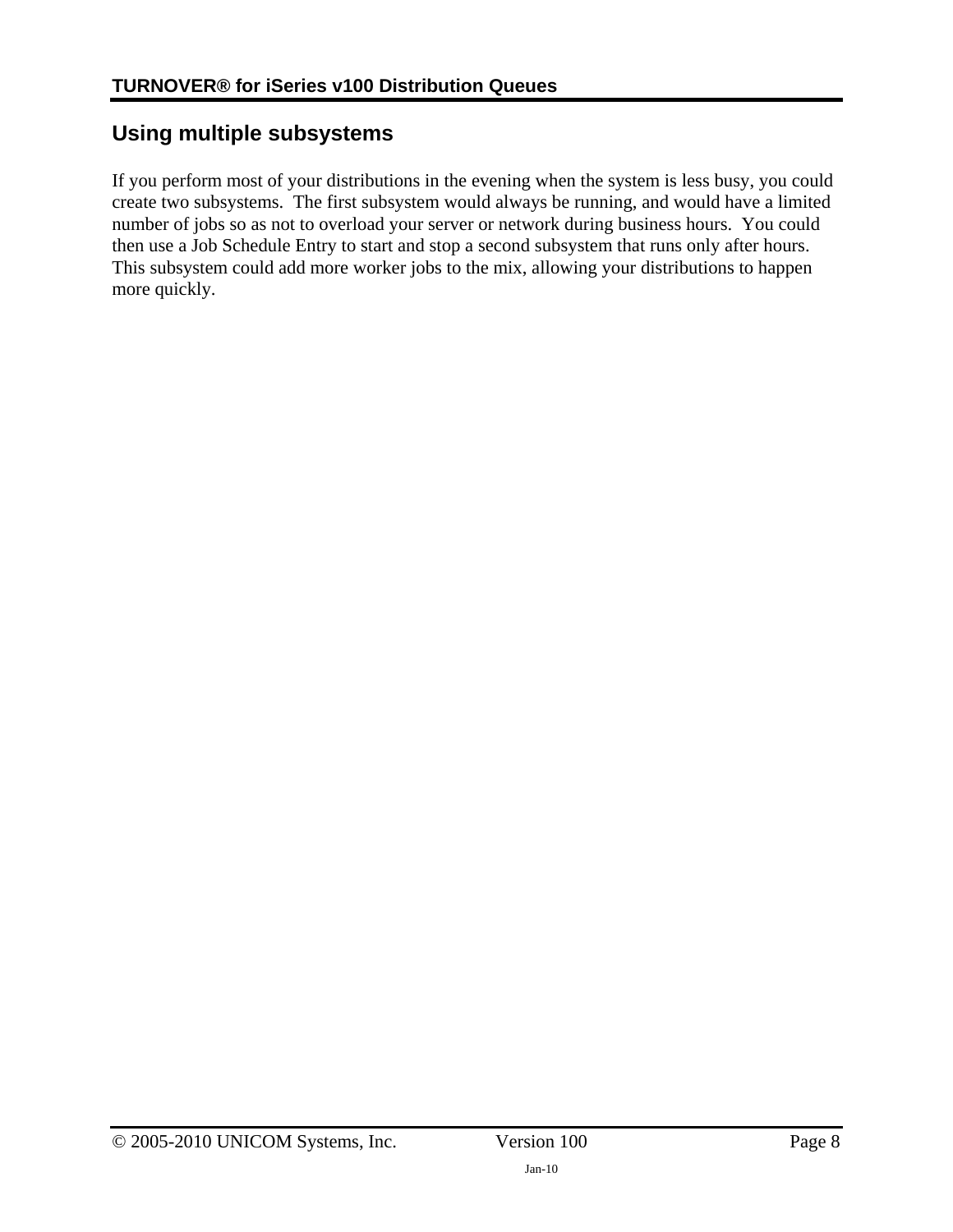## Using multiple subsystems

If you perform most of your distributions in the evening when the system is less busy, you could create two subsystems. The first subsystem would always be running, and would have a limited number of jobs so as not to overload your server or network during business hours. You could then use a Job Schedule Entry to start and stop a second subsystem that runs only after hours. This subsystem could add more worker jobs to the mix, allowing your distributions to happen more quickly.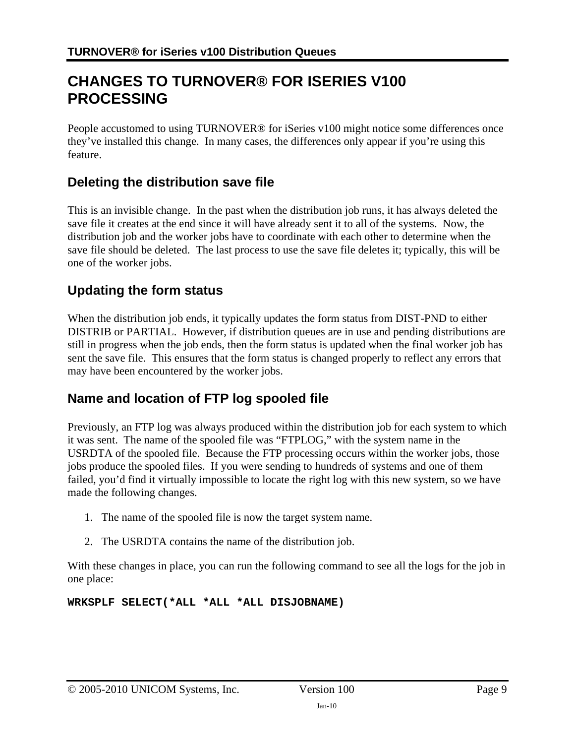# CHANGES TO TURNOVER® FOR ISERIES V100 PROCESSING

People accustomed to using TURNOVER® for iSeries v100 might notice some differences once they've installed this change. In many cases, the differences only appear if you're using this feature.

## Deleting the distribution save file

This is an invisible change. In the past when the distribution job runs, it has always deleted the save file it creates at the end since it will have already sent it to all of the systems. Now, the distribution job and the worker jobs have to coordinate with each other to determine when the save file should be deleted. The last process to use the save file deletes it; typically, this will be one of the worker jobs.

## Updating the form status

When the distribution job ends, it typically updates the form status from DIST-PND to either DISTRIB or PARTIAL. However, if distribution queues are in use and pending distributions are still in progress when the job ends, then the form status is updated when the final worker job has sent the save file. This ensures that the form status is changed properly to reflect any errors that may have been encountered by the worker jobs.

## Name and location of FTP log spooled file

Previously, an FTP log was always produced within the distribution job for each system to which it was sent. The name of the spooled file was "FTPLOG," with the system name in the USRDTA of the spooled file. Because the FTP processing occurs within the worker jobs, those jobs produce the spooled files. If you were sending to hundreds of systems and one of them failed, you'd find it virtually impossible to locate the right log with this new system, so we have made the following changes.

1. The name of the spooled file is now the target system name.
2. The USRDTA contains the name of the distribution job.

With these changes in place, you can run the following command to see all the logs for the job in one place:

```
WRKSPLF SELECT(*ALL *ALL *ALL DISJOBNAME)
```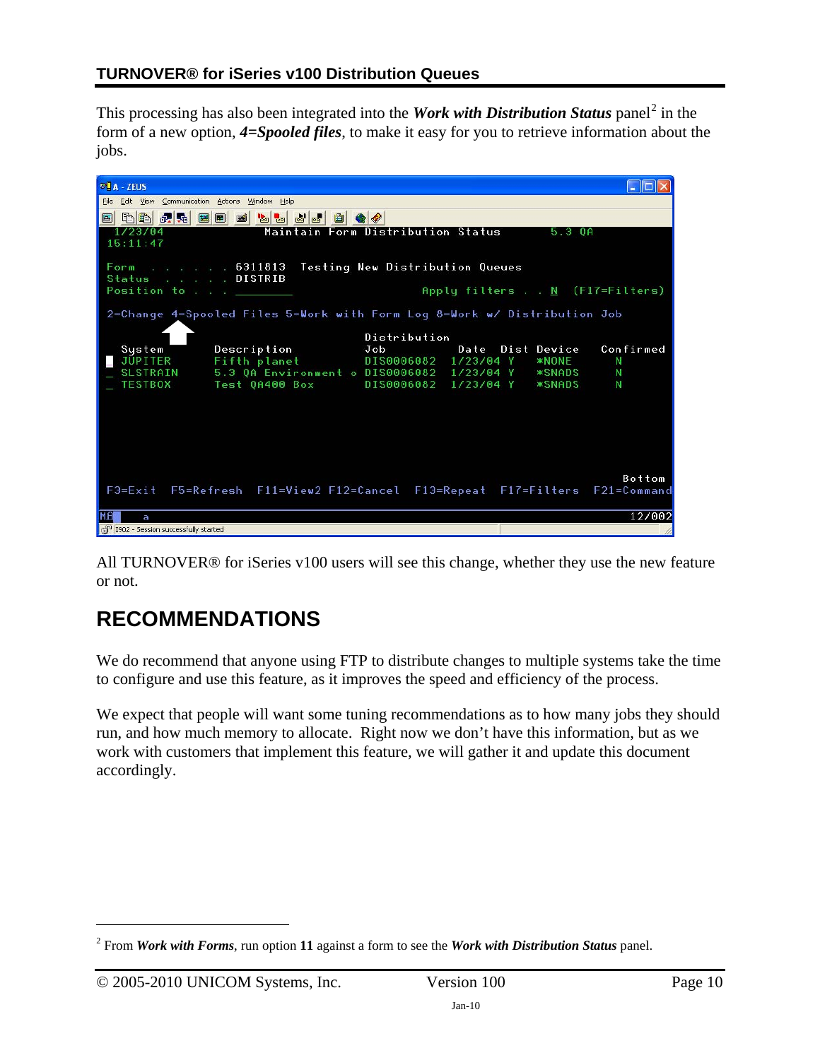This processing has also been integrated into the ***Work with Distribution Status*** panel[2] in the form of a new option, ***4=Spooled files***, to make it easy for you to retrieve information about the jobs.

```
 1/23/04              Maintain Form Distribution Status        5.3 QA
15:11:47

Form . . . . . . . 6311813  Testing New Distribution Queues
Status . . . . . . DISTRIB
Position to . . .  ________                  Apply filters . . N  (F17=Filters)

2=Change 4=Spooled Files 5=Work with Form Log 8=Work w/ Distribution Job

                                         Distribution
  System       Description               Job         Date   Dist Device    Confirmed
_ JUPITER      Fifth planet              DIS0006082  1/23/04 Y   *NONE        N
_ SLSTRAIN     5.3 QA Environment o      DIS0006082  1/23/04 Y   *SNADS       N
_ TESTBOX      Test QA400 Box            DIS0006082  1/23/04 Y   *SNADS       N

                                                                          Bottom
F3=Exit  F5=Refresh  F11=View2 F12=Cancel  F13=Repeat  F17=Filters  F21=Command
```

All TURNOVER® for iSeries v100 users will see this change, whether they use the new feature or not.

# RECOMMENDATIONS

We do recommend that anyone using FTP to distribute changes to multiple systems take the time to configure and use this feature, as it improves the speed and efficiency of the process.

We expect that people will want some tuning recommendations as to how many jobs they should run, and how much memory to allocate. Right now we don't have this information, but as we work with customers that implement this feature, we will gather it and update this document accordingly.

---

[2] From ***Work with Forms***, run option **11** against a form to see the ***Work with Distribution Status*** panel.